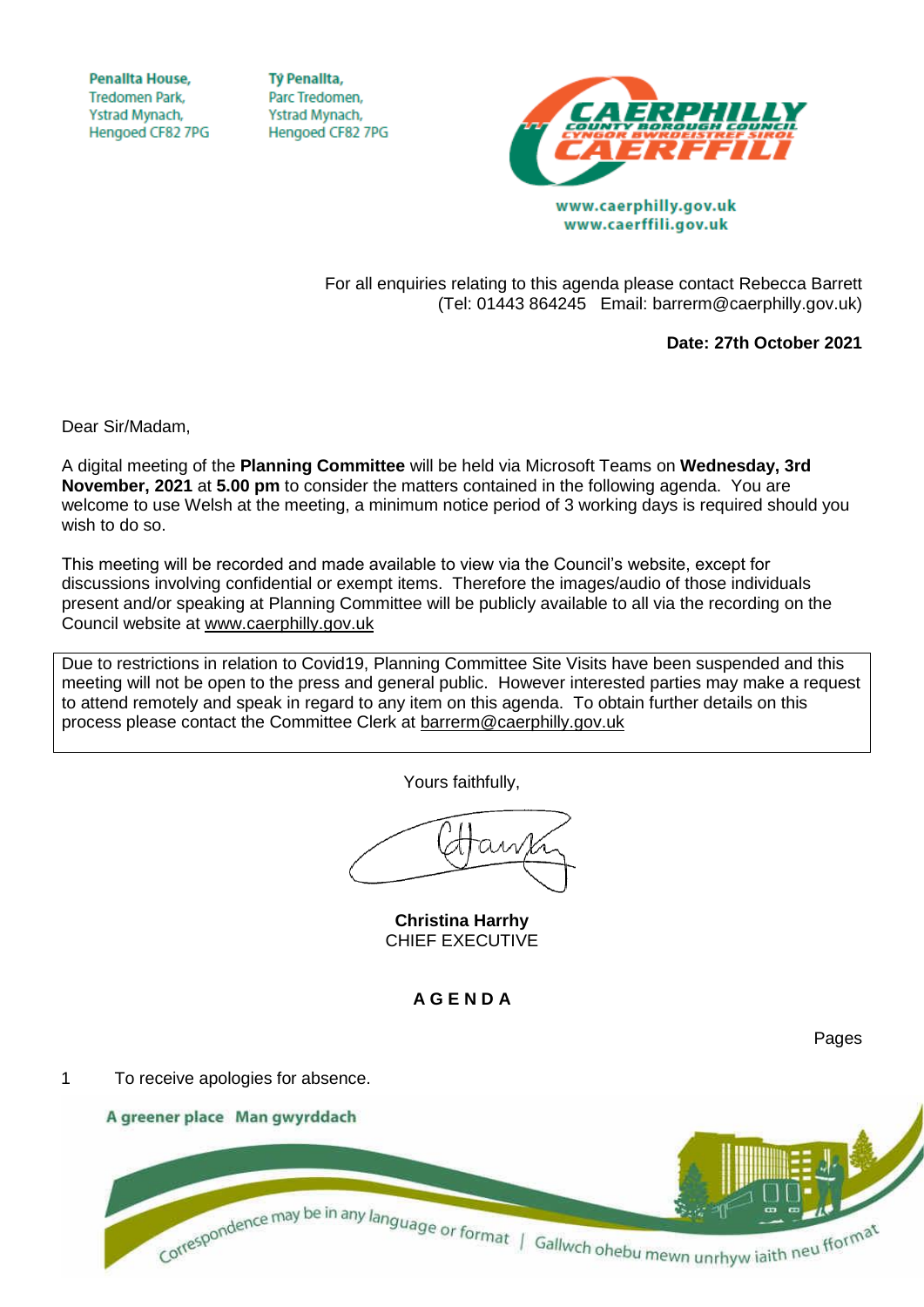Penallta House,
Tredomen Park,
Ystrad Mynach,
Hengoed CF82 7PG

Tŷ Penallta,
Parc Tredomen,
Ystrad Mynach,
Hengoed CF82 7PG

CAERPHILLY COUNTY BOROUGH COUNCIL
CYNGOR BWRDEISTREF SIROL CAERFFILI

www.caerphilly.gov.uk
www.caerffili.gov.uk

For all enquiries relating to this agenda please contact Rebecca Barrett
(Tel: 01443 864245 Email: barrerm@caerphilly.gov.uk)

**Date: 27th October 2021**

Dear Sir/Madam,

A digital meeting of the **Planning Committee** will be held via Microsoft Teams on **Wednesday, 3rd November, 2021** at **5.00 pm** to consider the matters contained in the following agenda. You are welcome to use Welsh at the meeting, a minimum notice period of 3 working days is required should you wish to do so.

This meeting will be recorded and made available to view via the Council's website, except for discussions involving confidential or exempt items. Therefore the images/audio of those individuals present and/or speaking at Planning Committee will be publicly available to all via the recording on the Council website at www.caerphilly.gov.uk

> Due to restrictions in relation to Covid19, Planning Committee Site Visits have been suspended and this meeting will not be open to the press and general public. However interested parties may make a request to attend remotely and speak in regard to any item on this agenda. To obtain further details on this process please contact the Committee Clerk at barrerm@caerphilly.gov.uk

Yours faithfully,

**Christina Harrhy**
CHIEF EXECUTIVE

## A G E N D A

Pages

1 To receive apologies for absence.

A greener place Man gwyrddach

Correspondence may be in any language or format | Gallwch ohebu mewn unrhyw iaith neu fformat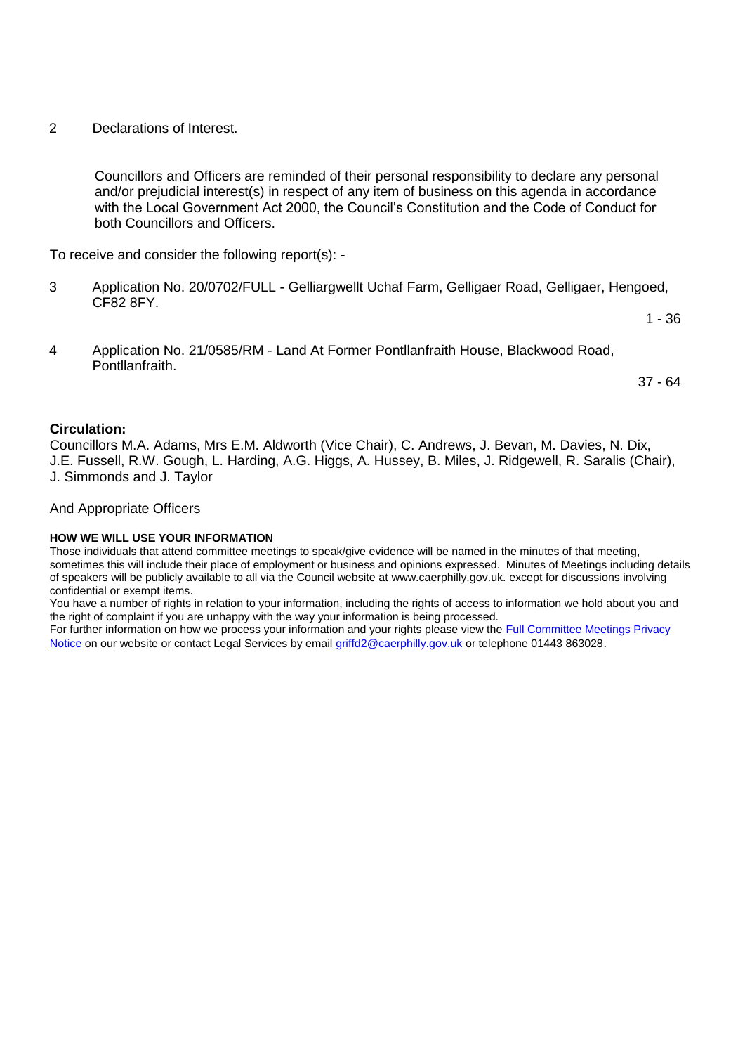2 Declarations of Interest.

Councillors and Officers are reminded of their personal responsibility to declare any personal and/or prejudicial interest(s) in respect of any item of business on this agenda in accordance with the Local Government Act 2000, the Council's Constitution and the Code of Conduct for both Councillors and Officers.

To receive and consider the following report(s): -

3 Application No. 20/0702/FULL - Gelliargwellt Uchaf Farm, Gelligaer Road, Gelligaer, Hengoed, CF82 8FY.

1 - 36

4 Application No. 21/0585/RM - Land At Former Pontllanfraith House, Blackwood Road, Pontllanfraith.

37 - 64

**Circulation:**

Councillors M.A. Adams, Mrs E.M. Aldworth (Vice Chair), C. Andrews, J. Bevan, M. Davies, N. Dix, J.E. Fussell, R.W. Gough, L. Harding, A.G. Higgs, A. Hussey, B. Miles, J. Ridgewell, R. Saralis (Chair), J. Simmonds and J. Taylor

And Appropriate Officers

**HOW WE WILL USE YOUR INFORMATION**

Those individuals that attend committee meetings to speak/give evidence will be named in the minutes of that meeting, sometimes this will include their place of employment or business and opinions expressed. Minutes of Meetings including details of speakers will be publicly available to all via the Council website at www.caerphilly.gov.uk. except for discussions involving confidential or exempt items.

You have a number of rights in relation to your information, including the rights of access to information we hold about you and the right of complaint if you are unhappy with the way your information is being processed.

For further information on how we process your information and your rights please view the Full Committee Meetings Privacy Notice on our website or contact Legal Services by email griffd2@caerphilly.gov.uk or telephone 01443 863028.